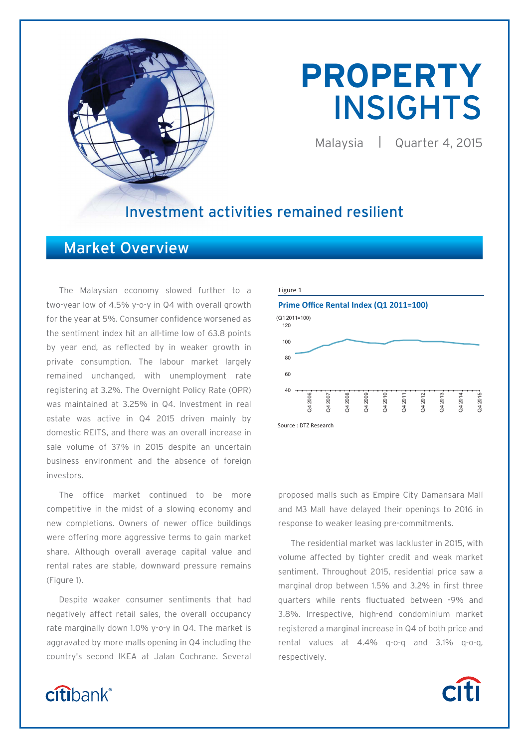# PROPERTY INSIGHTS

Malaysia | Quarter 4, 2015

## Investment activities remained resilient

## Market Overview

The Malaysian economy slowed further to a two-year low of 4.5% y-o-y in Q4 with overall growth for the year at 5%. Consumer confidence worsened as the sentiment index hit an all-time low of 63.8 points by year end, as reflected by in weaker growth in private consumption. The labour market largely remained unchanged, with unemployment rate registering at 3.2%. The Overnight Policy Rate (OPR) was maintained at 3.25% in Q4. Investment in real estate was active in Q4 2015 driven mainly by domestic REITS, and there was an overall increase in sale volume of 37% in 2015 despite an uncertain business environment and the absence of foreign investors.

The office market continued to be more competitive in the midst of a slowing economy and new completions. Owners of newer office buildings were offering more aggressive terms to gain market share. Although overall average capital value and rental rates are stable, downward pressure remains (Figure 1).

Despite weaker consumer sentiments that had negatively affect retail sales, the overall occupancy rate marginally down 1.0% y-o-y in Q4. The market is aggravated by more malls opening in Q4 including the country's second IKEA at Jalan Cochrane. Several proposed malls such as Empire City Damansara Mall and M3 Mall have delayed their openings to 2016 in response to weaker leasing pre-commitments.

The residential market was lackluster in 2015, with volume affected by tighter credit and weak market sentiment. Throughout 2015, residential price saw a marginal drop between 1.5% and 3.2% in first three quarters while rents fluctuated between -9% and 3.8%. Irrespective, high-end condominium market registered a marginal increase in Q4 of both price and rental values at 4.4% q-o-q and 3.1% q-o-q, respectively.

Figure 1

**Prime Office Rental Index (Q1 2011=100)**

Source : DTZ Research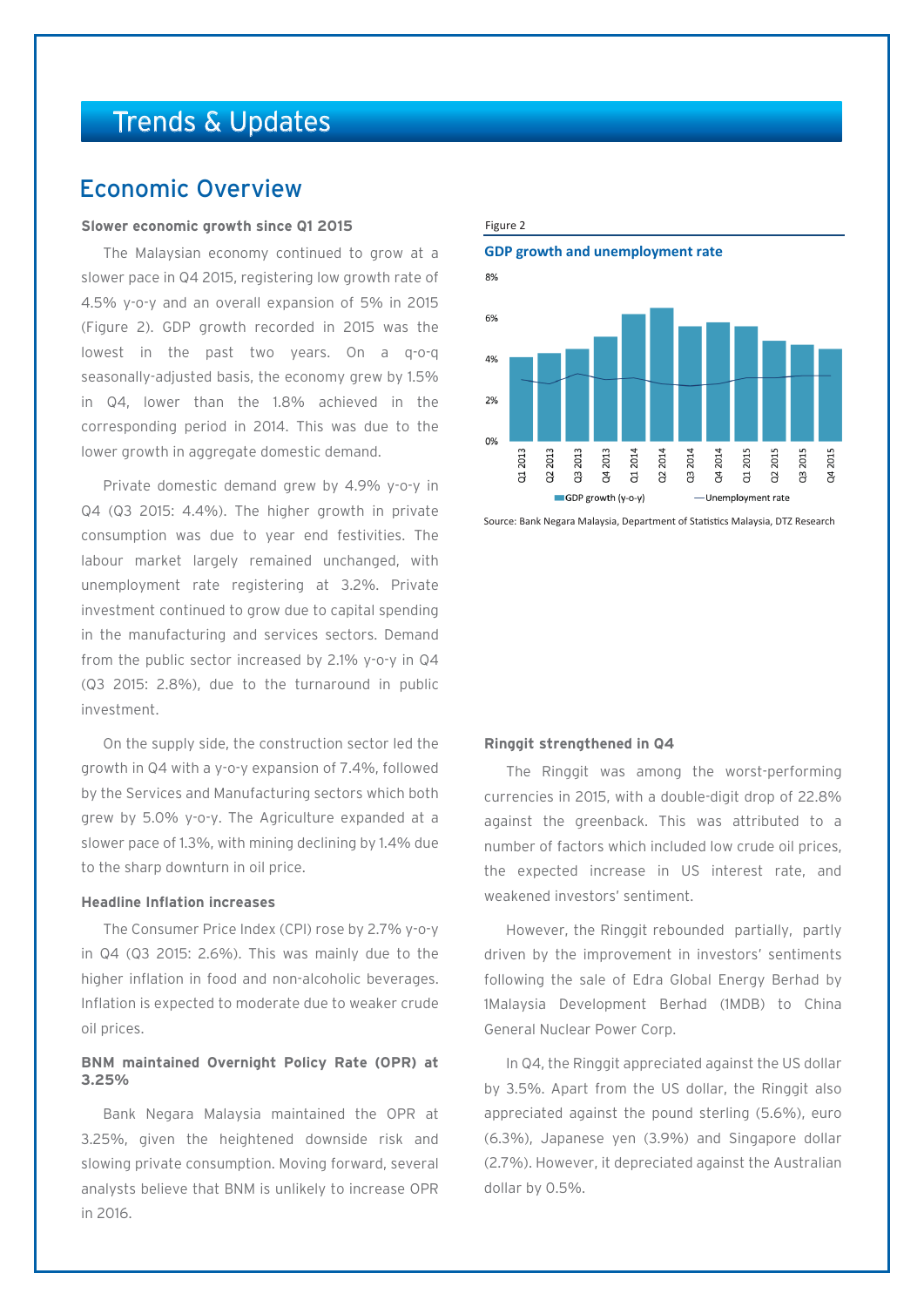# Trends & Updates

## Economic Overview

**Slower economic growth since Q1 2015**

The Malaysian economy continued to grow at a slower pace in Q4 2015, registering low growth rate of 4.5% y-o-y and an overall expansion of 5% in 2015 (Figure 2). GDP growth recorded in 2015 was the lowest in the past two years. On a q-o-q seasonally-adjusted basis, the economy grew by 1.5% in Q4, lower than the 1.8% achieved in the corresponding period in 2014. This was due to the lower growth in aggregate domestic demand.

Private domestic demand grew by 4.9% y-o-y in Q4 (Q3 2015: 4.4%). The higher growth in private consumption was due to year end festivities. The labour market largely remained unchanged, with unemployment rate registering at 3.2%. Private investment continued to grow due to capital spending in the manufacturing and services sectors. Demand from the public sector increased by 2.1% y-o-y in Q4 (Q3 2015: 2.8%), due to the turnaround in public investment.

On the supply side, the construction sector led the growth in Q4 with a y-o-y expansion of 7.4%, followed by the Services and Manufacturing sectors which both grew by 5.0% y-o-y. The Agriculture expanded at a slower pace of 1.3%, with mining declining by 1.4% due to the sharp downturn in oil price.

**Headline Inflation increases**

The Consumer Price Index (CPI) rose by 2.7% y-o-y in Q4 (Q3 2015: 2.6%). This was mainly due to the higher inflation in food and non-alcoholic beverages. Inflation is expected to moderate due to weaker crude oil prices.

**BNM maintained Overnight Policy Rate (OPR) at 3.25%**

Bank Negara Malaysia maintained the OPR at 3.25%, given the heightened downside risk and slowing private consumption. Moving forward, several analysts believe that BNM is unlikely to increase OPR in 2016.

Figure 2

**GDP growth and unemployment rate**

Legend: GDP growth (y-o-y); Unemployment rate

Quarters: Q1 2013, Q2 2013, Q3 2013, Q4 2013, Q1 2014, Q2 2014, Q3 2014, Q4 2014, Q1 2015, Q2 2015, Q3 2015, Q4 2015

Source: Bank Negara Malaysia, Department of Statistics Malaysia, DTZ Research

**Ringgit strengthened in Q4**

The Ringgit was among the worst-performing currencies in 2015, with a double-digit drop of 22.8% against the greenback. This was attributed to a number of factors which included low crude oil prices, the expected increase in US interest rate, and weakened investors' sentiment.

However, the Ringgit rebounded partially, partly driven by the improvement in investors' sentiments following the sale of Edra Global Energy Berhad by 1Malaysia Development Berhad (1MDB) to China General Nuclear Power Corp.

In Q4, the Ringgit appreciated against the US dollar by 3.5%. Apart from the US dollar, the Ringgit also appreciated against the pound sterling (5.6%), euro (6.3%), Japanese yen (3.9%) and Singapore dollar (2.7%). However, it depreciated against the Australian dollar by 0.5%.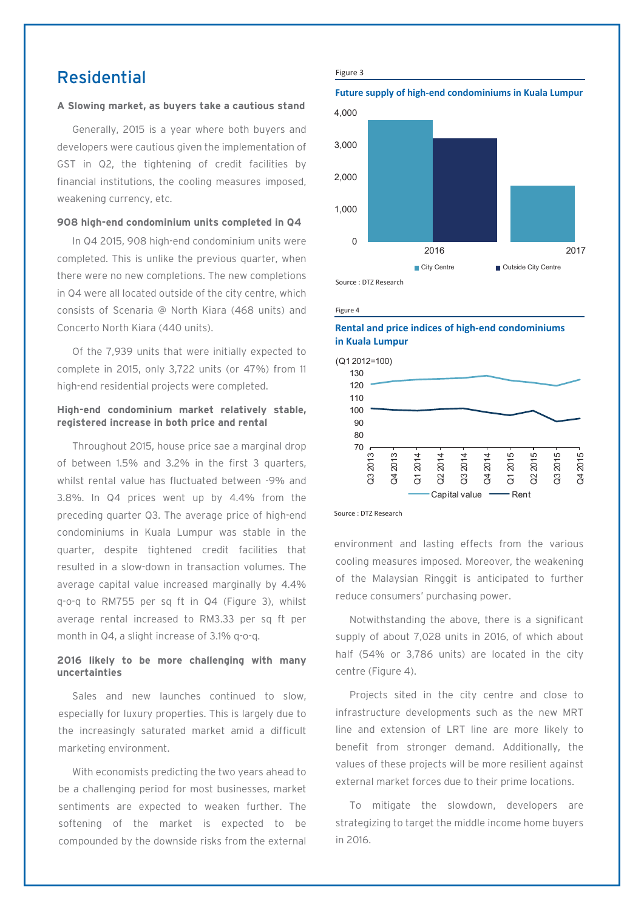## Residential

### A Slowing market, as buyers take a cautious stand

Generally, 2015 is a year where both buyers and developers were cautious given the implementation of GST in Q2, the tightening of credit facilities by financial institutions, the cooling measures imposed, weakening currency, etc.

### 908 high-end condominium units completed in Q4

In Q4 2015, 908 high-end condominium units were completed. This is unlike the previous quarter, when there were no new completions. The new completions in Q4 were all located outside of the city centre, which consists of Scenaria @ North Kiara (468 units) and Concerto North Kiara (440 units).

Of the 7,939 units that were initially expected to complete in 2015, only 3,722 units (or 47%) from 11 high-end residential projects were completed.

### High-end condominium market relatively stable, registered increase in both price and rental

Throughout 2015, house price sae a marginal drop of between 1.5% and 3.2% in the first 3 quarters, whilst rental value has fluctuated between -9% and 3.8%. In Q4 prices went up by 4.4% from the preceding quarter Q3. The average price of high-end condominiums in Kuala Lumpur was stable in the quarter, despite tightened credit facilities that resulted in a slow-down in transaction volumes. The average capital value increased marginally by 4.4% q-o-q to RM755 per sq ft in Q4 (Figure 3), whilst average rental increased to RM3.33 per sq ft per month in Q4, a slight increase of 3.1% q-o-q.

### 2016 likely to be more challenging with many uncertainties

Sales and new launches continued to slow, especially for luxury properties. This is largely due to the increasingly saturated market amid a difficult marketing environment.

With economists predicting the two years ahead to be a challenging period for most businesses, market sentiments are expected to weaken further. The softening of the market is expected to be compounded by the downside risks from the external environment and lasting effects from the various cooling measures imposed. Moreover, the weakening of the Malaysian Ringgit is anticipated to further reduce consumers' purchasing power.

Notwithstanding the above, there is a significant supply of about 7,028 units in 2016, of which about half (54% or 3,786 units) are located in the city centre (Figure 4).

Projects sited in the city centre and close to infrastructure developments such as the new MRT line and extension of LRT line are more likely to benefit from stronger demand. Additionally, the values of these projects will be more resilient against external market forces due to their prime locations.

To mitigate the slowdown, developers are strategizing to target the middle income home buyers in 2016.

Figure 3

**Future supply of high-end condominiums in Kuala Lumpur**

| Year | City Centre | Outside City Centre |
|---|---|---|
| 2016 | ~3,786 | ~3,242 |
| 2017 | ~1,750 | |

Source : DTZ Research

Figure 4

**Rental and price indices of high-end condominiums in Kuala Lumpur**

(Q1 2012=100)

Series: Capital value, Rent (Q3 2013 – Q4 2015)

Source : DTZ Research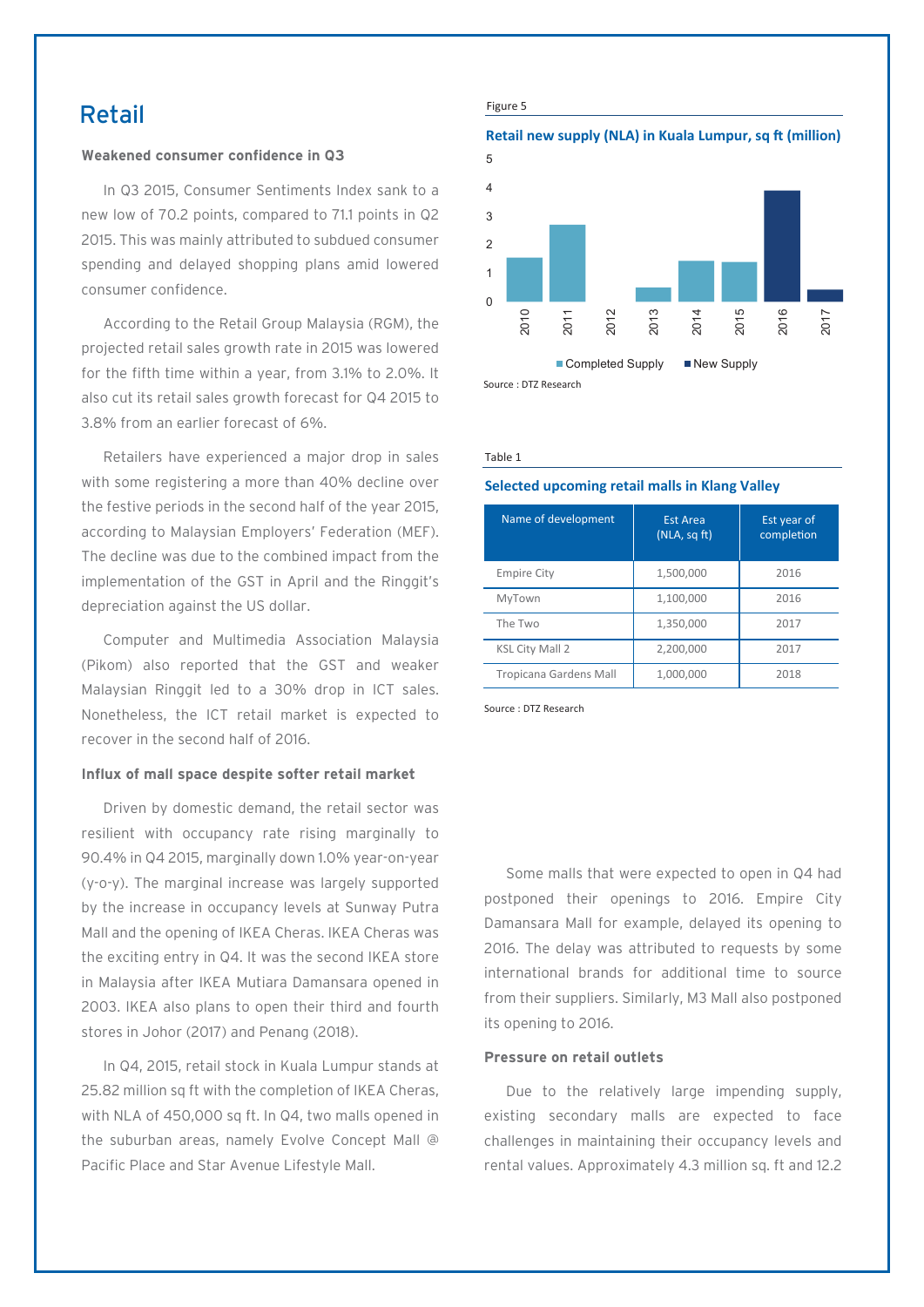# Retail

### Weakened consumer confidence in Q3

In Q3 2015, Consumer Sentiments Index sank to a new low of 70.2 points, compared to 71.1 points in Q2 2015. This was mainly attributed to subdued consumer spending and delayed shopping plans amid lowered consumer confidence.

According to the Retail Group Malaysia (RGM), the projected retail sales growth rate in 2015 was lowered for the fifth time within a year, from 3.1% to 2.0%. It also cut its retail sales growth forecast for Q4 2015 to 3.8% from an earlier forecast of 6%.

Retailers have experienced a major drop in sales with some registering a more than 40% decline over the festive periods in the second half of the year 2015, according to Malaysian Employers' Federation (MEF). The decline was due to the combined impact from the implementation of the GST in April and the Ringgit's depreciation against the US dollar.

Computer and Multimedia Association Malaysia (Pikom) also reported that the GST and weaker Malaysian Ringgit led to a 30% drop in ICT sales. Nonetheless, the ICT retail market is expected to recover in the second half of 2016.

### Influx of mall space despite softer retail market

Driven by domestic demand, the retail sector was resilient with occupancy rate rising marginally to 90.4% in Q4 2015, marginally down 1.0% year-on-year (y-o-y). The marginal increase was largely supported by the increase in occupancy levels at Sunway Putra Mall and the opening of IKEA Cheras. IKEA Cheras was the exciting entry in Q4. It was the second IKEA store in Malaysia after IKEA Mutiara Damansara opened in 2003. IKEA also plans to open their third and fourth stores in Johor (2017) and Penang (2018).

In Q4, 2015, retail stock in Kuala Lumpur stands at 25.82 million sq ft with the completion of IKEA Cheras, with NLA of 450,000 sq ft. In Q4, two malls opened in the suburban areas, namely Evolve Concept Mall @ Pacific Place and Star Avenue Lifestyle Mall.

Figure 5

**Retail new supply (NLA) in Kuala Lumpur, sq ft (million)**

| Year | Completed Supply | New Supply |
|---|---|---|
| 2010 | 1.5 | |
| 2011 | 2.7 | |
| 2012 | 0 | |
| 2013 | 0.5 | |
| 2014 | 1.4 | |
| 2015 | 1.4 | |
| 2016 | | 3.9 |
| 2017 | | 0.4 |

Source : DTZ Research

Table 1

**Selected upcoming retail malls in Klang Valley**

| Name of development | Est Area (NLA, sq ft) | Est year of completion |
|---|---|---|
| Empire City | 1,500,000 | 2016 |
| MyTown | 1,100,000 | 2016 |
| The Two | 1,350,000 | 2017 |
| KSL City Mall 2 | 2,200,000 | 2017 |
| Tropicana Gardens Mall | 1,000,000 | 2018 |

Source : DTZ Research

Some malls that were expected to open in Q4 had postponed their openings to 2016. Empire City Damansara Mall for example, delayed its opening to 2016. The delay was attributed to requests by some international brands for additional time to source from their suppliers. Similarly, M3 Mall also postponed its opening to 2016.

### Pressure on retail outlets

Due to the relatively large impending supply, existing secondary malls are expected to face challenges in maintaining their occupancy levels and rental values. Approximately 4.3 million sq. ft and 12.2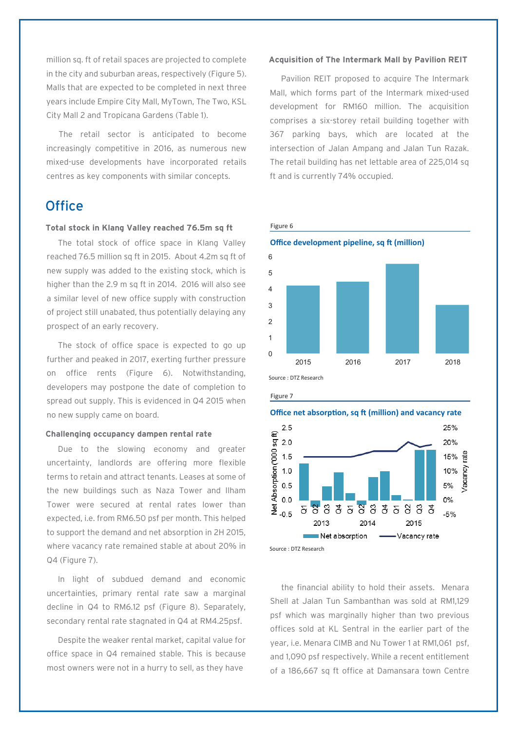million sq. ft of retail spaces are projected to complete in the city and suburban areas, respectively (Figure 5). Malls that are expected to be completed in next three years include Empire City Mall, MyTown, The Two, KSL City Mall 2 and Tropicana Gardens (Table 1).

The retail sector is anticipated to become increasingly competitive in 2016, as numerous new mixed-use developments have incorporated retails centres as key components with similar concepts.

## Office

**Total stock in Klang Valley reached 76.5m sq ft**

The total stock of office space in Klang Valley reached 76.5 million sq ft in 2015. About 4.2m sq ft of new supply was added to the existing stock, which is higher than the 2.9 m sq ft in 2014. 2016 will also see a similar level of new office supply with construction of project still unabated, thus potentially delaying any prospect of an early recovery.

The stock of office space is expected to go up further and peaked in 2017, exerting further pressure on office rents (Figure 6). Notwithstanding, developers may postpone the date of completion to spread out supply. This is evidenced in Q4 2015 when no new supply came on board.

**Challenging occupancy dampen rental rate**

Due to the slowing economy and greater uncertainty, landlords are offering more flexible terms to retain and attract tenants. Leases at some of the new buildings such as Naza Tower and Ilham Tower were secured at rental rates lower than expected, i.e. from RM6.50 psf per month. This helped to support the demand and net absorption in 2H 2015, where vacancy rate remained stable at about 20% in Q4 (Figure 7).

In light of subdued demand and economic uncertainties, primary rental rate saw a marginal decline in Q4 to RM6.12 psf (Figure 8). Separately, secondary rental rate stagnated in Q4 at RM4.25psf.

Despite the weaker rental market, capital value for office space in Q4 remained stable. This is because most owners were not in a hurry to sell, as they have the financial ability to hold their assets. Menara Shell at Jalan Tun Sambanthan was sold at RM1,129 psf which was marginally higher than two previous offices sold at KL Sentral in the earlier part of the year, i.e. Menara CIMB and Nu Tower 1 at RM1,061 psf, and 1,090 psf respectively. While a recent entitlement of a 186,667 sq ft office at Damansara town Centre

**Acquisition of The Intermark Mall by Pavilion REIT**

Pavilion REIT proposed to acquire The Intermark Mall, which forms part of the Intermark mixed-used development for RM160 million. The acquisition comprises a six-storey retail building together with 367 parking bays, which are located at the intersection of Jalan Ampang and Jalan Tun Razak. The retail building has net lettable area of 225,014 sq ft and is currently 74% occupied.

Figure 6

**Office development pipeline, sq ft (million)**

| Year | sq ft (million) |
|---|---|
| 2015 | ~4.2 |
| 2016 | ~4.4 |
| 2017 | ~5.5 |
| 2018 | ~3.0 |

Source : DTZ Research

Figure 7

**Office net absorption, sq ft (million) and vacancy rate**

Legend: Net absorption; Vacancy rate. Axes: Net Absorption ('000 sq ft), -0.5 to 2.5; Vacancy rate, -5% to 25%; Q1–Q4 of 2013, 2014, 2015.

Source : DTZ Research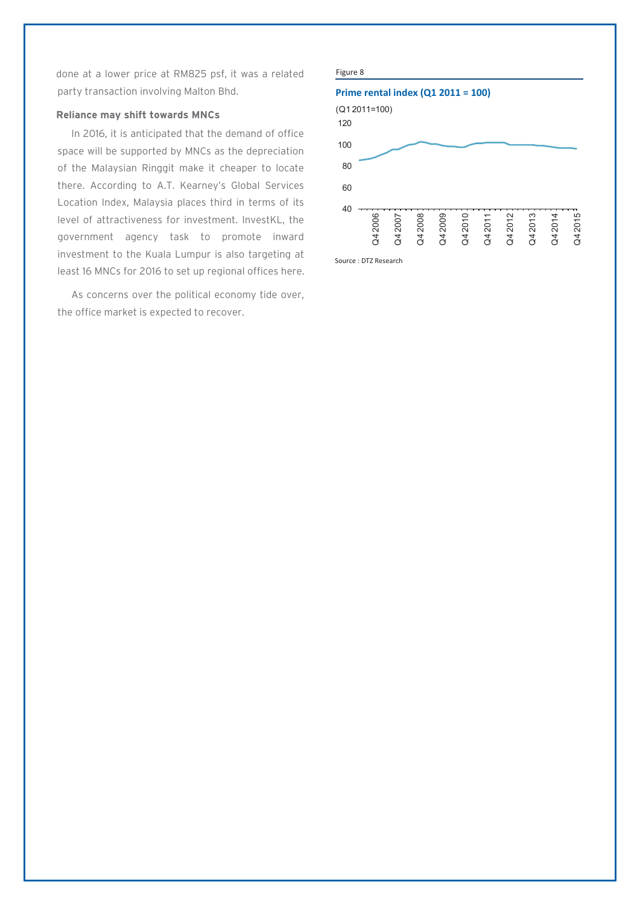done at a lower price at RM825 psf, it was a related party transaction involving Malton Bhd.

**Reliance may shift towards MNCs**

In 2016, it is anticipated that the demand of office space will be supported by MNCs as the depreciation of the Malaysian Ringgit make it cheaper to locate there. According to A.T. Kearney's Global Services Location Index, Malaysia places third in terms of its level of attractiveness for investment. InvestKL, the government agency task to promote inward investment to the Kuala Lumpur is also targeting at least 16 MNCs for 2016 to set up regional offices here.

As concerns over the political economy tide over, the office market is expected to recover.

Figure 8

**Prime rental index (Q1 2011 = 100)**

Source : DTZ Research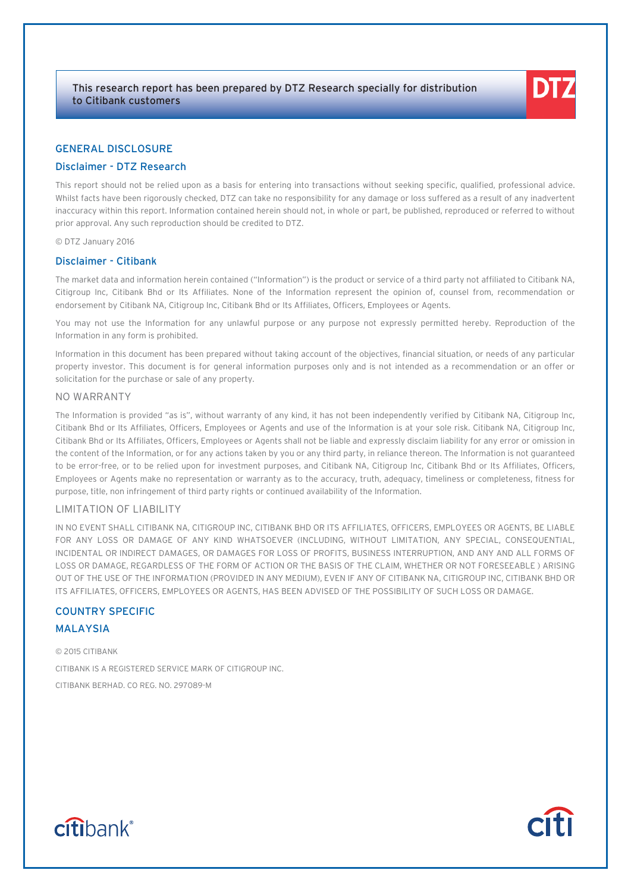This research report has been prepared by DTZ Research specially for distribution to Citibank customers

## GENERAL DISCLOSURE

### Disclaimer - DTZ Research

This report should not be relied upon as a basis for entering into transactions without seeking specific, qualified, professional advice. Whilst facts have been rigorously checked, DTZ can take no responsibility for any damage or loss suffered as a result of any inadvertent inaccuracy within this report. Information contained herein should not, in whole or part, be published, reproduced or referred to without prior approval. Any such reproduction should be credited to DTZ.

© DTZ January 2016

### Disclaimer - Citibank

The market data and information herein contained ("Information") is the product or service of a third party not affiliated to Citibank NA, Citigroup Inc, Citibank Bhd or Its Affiliates. None of the Information represent the opinion of, counsel from, recommendation or endorsement by Citibank NA, Citigroup Inc, Citibank Bhd or Its Affiliates, Officers, Employees or Agents.

You may not use the Information for any unlawful purpose or any purpose not expressly permitted hereby. Reproduction of the Information in any form is prohibited.

Information in this document has been prepared without taking account of the objectives, financial situation, or needs of any particular property investor. This document is for general information purposes only and is not intended as a recommendation or an offer or solicitation for the purchase or sale of any property.

#### NO WARRANTY

The Information is provided "as is", without warranty of any kind, it has not been independently verified by Citibank NA, Citigroup Inc, Citibank Bhd or Its Affiliates, Officers, Employees or Agents and use of the Information is at your sole risk. Citibank NA, Citigroup Inc, Citibank Bhd or Its Affiliates, Officers, Employees or Agents shall not be liable and expressly disclaim liability for any error or omission in the content of the Information, or for any actions taken by you or any third party, in reliance thereon. The Information is not guaranteed to be error-free, or to be relied upon for investment purposes, and Citibank NA, Citigroup Inc, Citibank Bhd or Its Affiliates, Officers, Employees or Agents make no representation or warranty as to the accuracy, truth, adequacy, timeliness or completeness, fitness for purpose, title, non infringement of third party rights or continued availability of the Information.

#### LIMITATION OF LIABILITY

IN NO EVENT SHALL CITIBANK NA, CITIGROUP INC, CITIBANK BHD OR ITS AFFILIATES, OFFICERS, EMPLOYEES OR AGENTS, BE LIABLE FOR ANY LOSS OR DAMAGE OF ANY KIND WHATSOEVER (INCLUDING, WITHOUT LIMITATION, ANY SPECIAL, CONSEQUENTIAL, INCIDENTAL OR INDIRECT DAMAGES, OR DAMAGES FOR LOSS OF PROFITS, BUSINESS INTERRUPTION, AND ANY AND ALL FORMS OF LOSS OR DAMAGE, REGARDLESS OF THE FORM OF ACTION OR THE BASIS OF THE CLAIM, WHETHER OR NOT FORESEEABLE ) ARISING OUT OF THE USE OF THE INFORMATION (PROVIDED IN ANY MEDIUM), EVEN IF ANY OF CITIBANK NA, CITIGROUP INC, CITIBANK BHD OR ITS AFFILIATES, OFFICERS, EMPLOYEES OR AGENTS, HAS BEEN ADVISED OF THE POSSIBILITY OF SUCH LOSS OR DAMAGE.

## COUNTRY SPECIFIC

### MALAYSIA

© 2015 CITIBANK

CITIBANK IS A REGISTERED SERVICE MARK OF CITIGROUP INC.

CITIBANK BERHAD. CO REG. NO. 297089-M